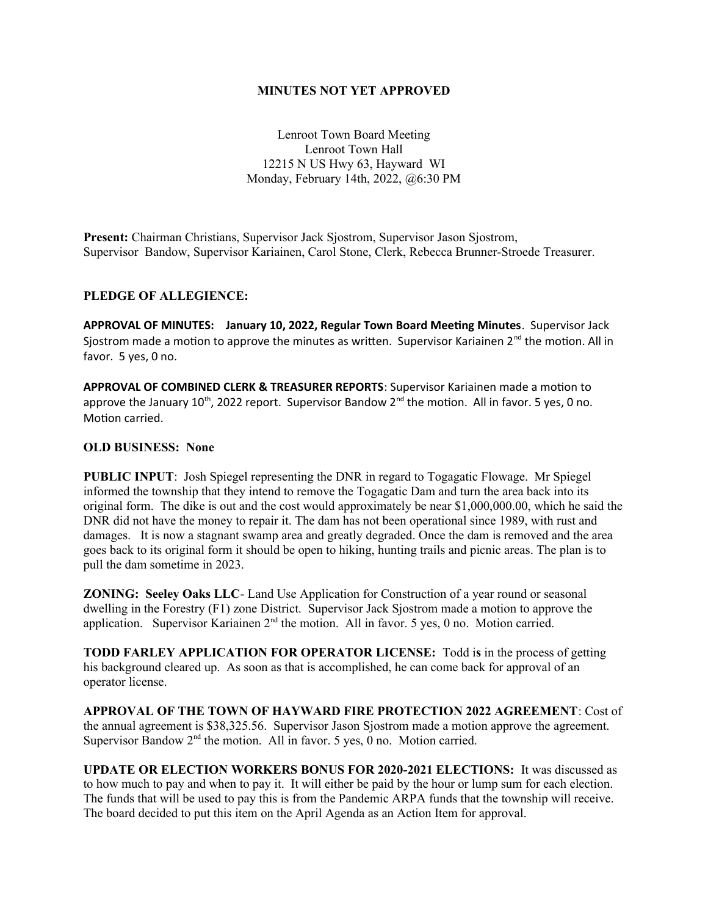**MINUTES NOT YET APPROVED**

Lenroot Town Board Meeting
Lenroot Town Hall
12215 N US Hwy 63, Hayward WI
Monday, February 14th, 2022, @6:30 PM

**Present:** Chairman Christians, Supervisor Jack Sjostrom, Supervisor Jason Sjostrom, Supervisor Bandow, Supervisor Kariainen, Carol Stone, Clerk, Rebecca Brunner-Stroede Treasurer.

**PLEDGE OF ALLEGIENCE:**

**APPROVAL OF MINUTES: January 10, 2022, Regular Town Board Meeting Minutes**. Supervisor Jack Sjostrom made a motion to approve the minutes as written. Supervisor Kariainen 2nd the motion. All in favor. 5 yes, 0 no.

**APPROVAL OF COMBINED CLERK & TREASURER REPORTS**: Supervisor Kariainen made a motion to approve the January 10th, 2022 report. Supervisor Bandow 2nd the motion. All in favor. 5 yes, 0 no. Motion carried.

**OLD BUSINESS: None**

**PUBLIC INPUT**: Josh Spiegel representing the DNR in regard to Togagatic Flowage. Mr Spiegel informed the township that they intend to remove the Togagatic Dam and turn the area back into its original form. The dike is out and the cost would approximately be near $1,000,000.00, which he said the DNR did not have the money to repair it. The dam has not been operational since 1989, with rust and damages. It is now a stagnant swamp area and greatly degraded. Once the dam is removed and the area goes back to its original form it should be open to hiking, hunting trails and picnic areas. The plan is to pull the dam sometime in 2023.

**ZONING: Seeley Oaks LLC**- Land Use Application for Construction of a year round or seasonal dwelling in the Forestry (F1) zone District. Supervisor Jack Sjostrom made a motion to approve the application. Supervisor Kariainen 2nd the motion. All in favor. 5 yes, 0 no. Motion carried.

**TODD FARLEY APPLICATION FOR OPERATOR LICENSE:** Todd is in the process of getting his background cleared up. As soon as that is accomplished, he can come back for approval of an operator license.

**APPROVAL OF THE TOWN OF HAYWARD FIRE PROTECTION 2022 AGREEMENT**: Cost of the annual agreement is $38,325.56. Supervisor Jason Sjostrom made a motion approve the agreement. Supervisor Bandow 2nd the motion. All in favor. 5 yes, 0 no. Motion carried.

**UPDATE OR ELECTION WORKERS BONUS FOR 2020-2021 ELECTIONS:** It was discussed as to how much to pay and when to pay it. It will either be paid by the hour or lump sum for each election. The funds that will be used to pay this is from the Pandemic ARPA funds that the township will receive. The board decided to put this item on the April Agenda as an Action Item for approval.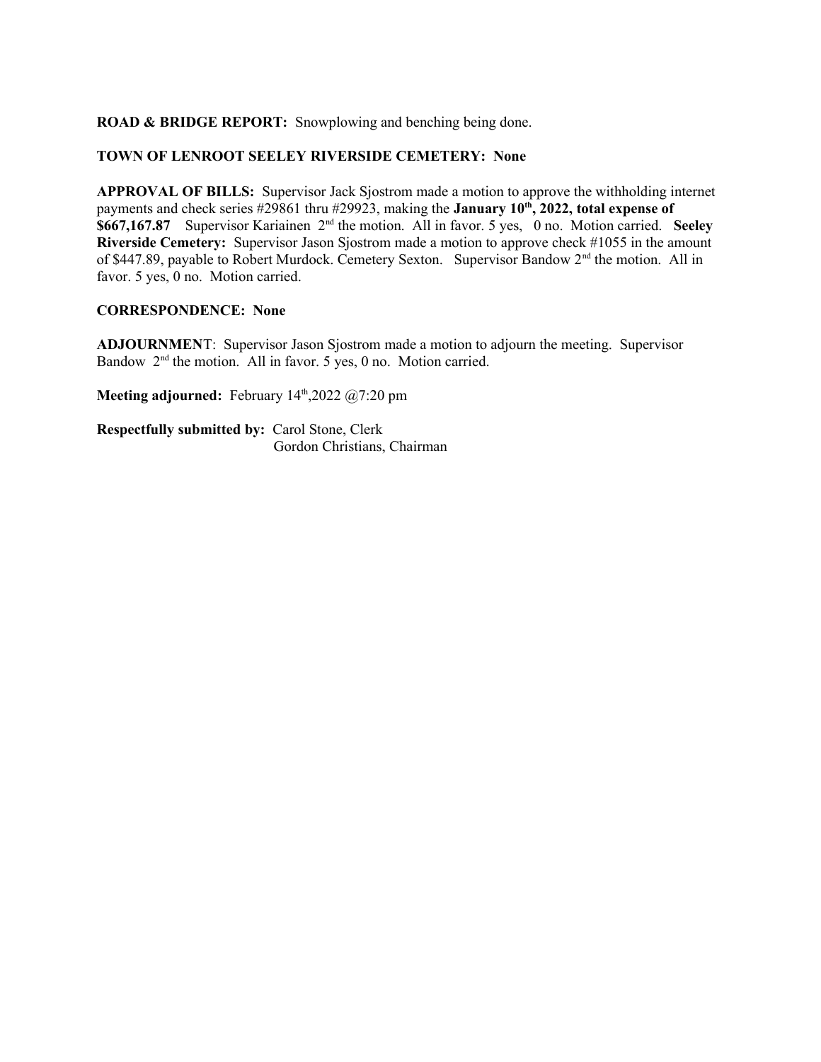**ROAD & BRIDGE REPORT:** Snowplowing and benching being done.

**TOWN OF LENROOT SEELEY RIVERSIDE CEMETERY: None**

**APPROVAL OF BILLS:** Supervisor Jack Sjostrom made a motion to approve the withholding internet payments and check series #29861 thru #29923, making the **January 10th, 2022, total expense of $667,167.87** Supervisor Kariainen 2nd the motion. All in favor. 5 yes, 0 no. Motion carried. **Seeley Riverside Cemetery:** Supervisor Jason Sjostrom made a motion to approve check #1055 in the amount of $447.89, payable to Robert Murdock. Cemetery Sexton. Supervisor Bandow 2nd the motion. All in favor. 5 yes, 0 no. Motion carried.

**CORRESPONDENCE: None**

**ADJOURNMENT**: Supervisor Jason Sjostrom made a motion to adjourn the meeting. Supervisor Bandow 2nd the motion. All in favor. 5 yes, 0 no. Motion carried.

**Meeting adjourned:** February 14th,2022 @7:20 pm

**Respectfully submitted by:** Carol Stone, Clerk
Gordon Christians, Chairman